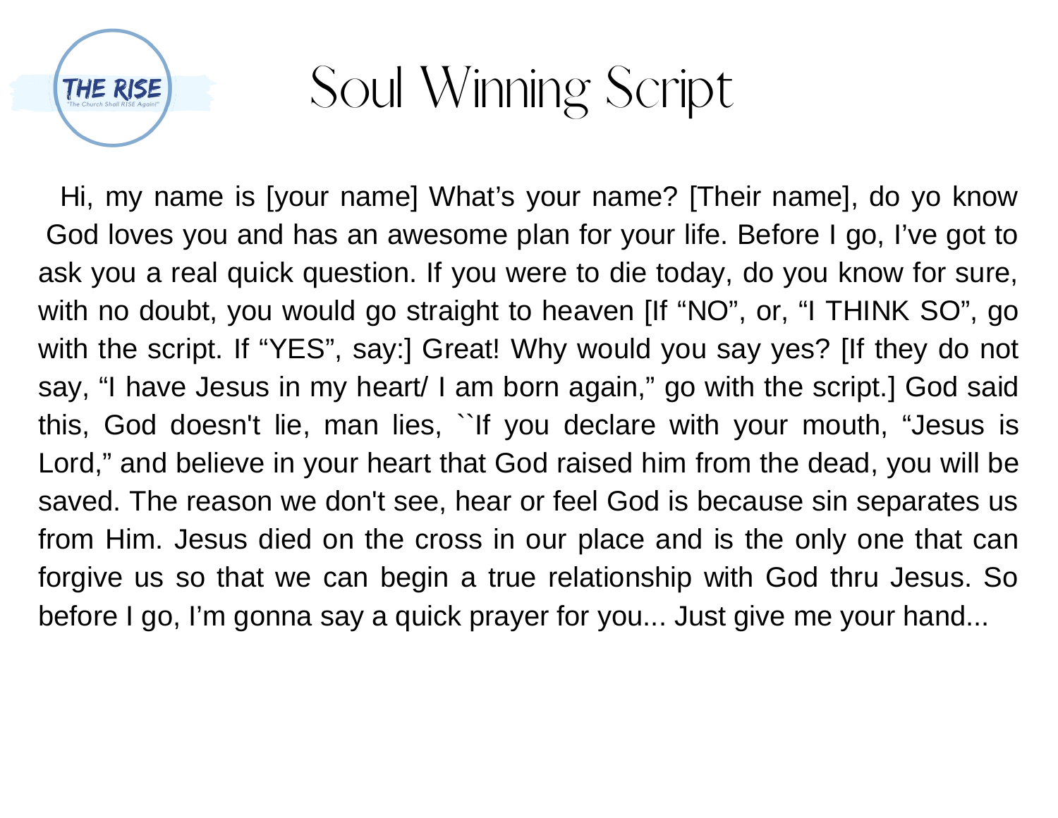THE RISE

"The Church Shall RISE Again!"

# Soul Winning Script

Hi, my name is [your name] What's your name? [Their name], do yo know God loves you and has an awesome plan for your life. Before I go, I've got to ask you a real quick question. If you were to die today, do you know for sure, with no doubt, you would go straight to heaven [If "NO", or, "I THINK SO", go with the script. If "YES", say:] Great! Why would you say yes? [If they do not say, "I have Jesus in my heart/ I am born again," go with the script.] God said this, God doesn't lie, man lies, ``If you declare with your mouth, "Jesus is Lord," and believe in your heart that God raised him from the dead, you will be saved. The reason we don't see, hear or feel God is because sin separates us from Him. Jesus died on the cross in our place and is the only one that can forgive us so that we can begin a true relationship with God thru Jesus. So before I go, I'm gonna say a quick prayer for you... Just give me your hand...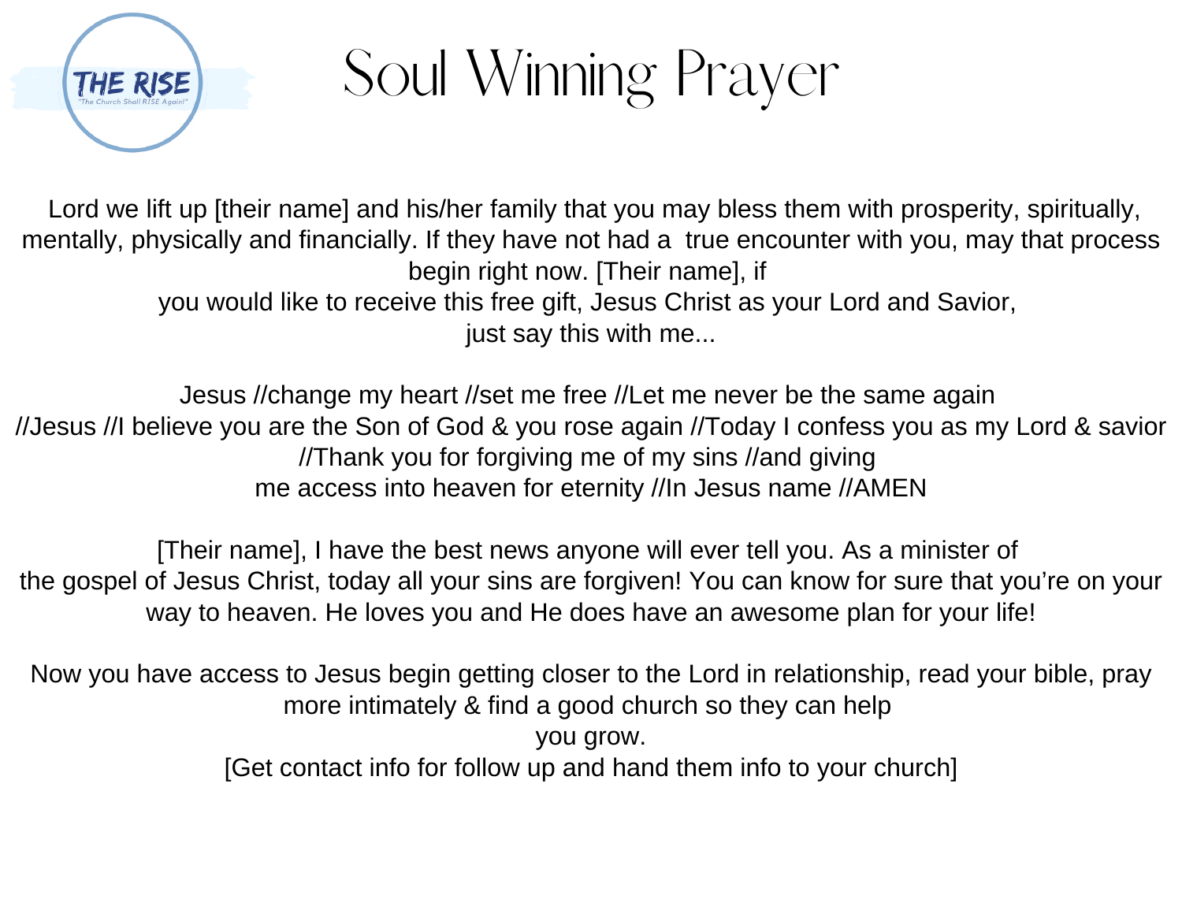THE RISE
"The Church Shall RISE Again!"

# Soul Winning Prayer

Lord we lift up [their name] and his/her family that you may bless them with prosperity, spiritually, mentally, physically and financially. If they have not had a true encounter with you, may that process begin right now. [Their name], if you would like to receive this free gift, Jesus Christ as your Lord and Savior, just say this with me...

Jesus //change my heart //set me free //Let me never be the same again //Jesus //I believe you are the Son of God & you rose again //Today I confess you as my Lord & savior //Thank you for forgiving me of my sins //and giving me access into heaven for eternity //In Jesus name //AMEN

[Their name], I have the best news anyone will ever tell you. As a minister of the gospel of Jesus Christ, today all your sins are forgiven! You can know for sure that you're on your way to heaven. He loves you and He does have an awesome plan for your life!

Now you have access to Jesus begin getting closer to the Lord in relationship, read your bible, pray more intimately & find a good church so they can help you grow.
[Get contact info for follow up and hand them info to your church]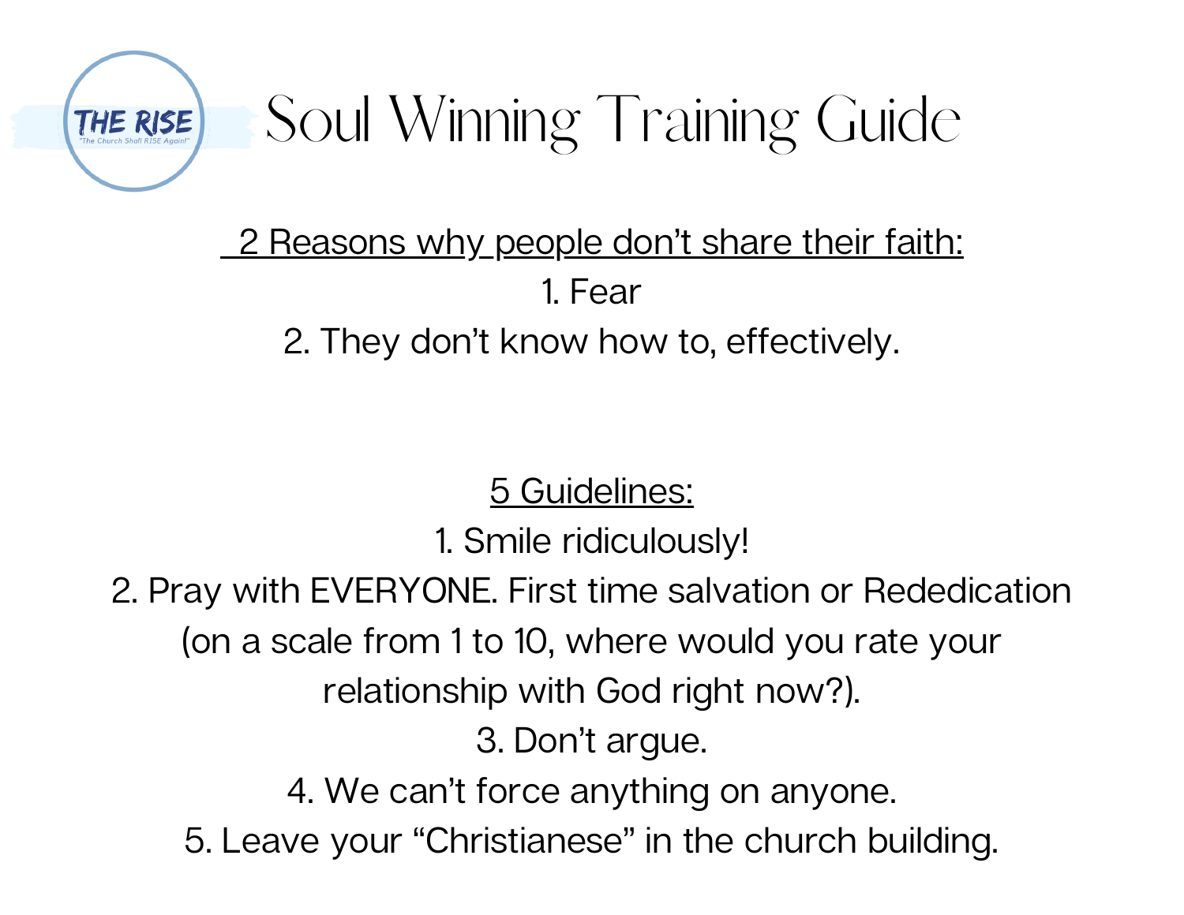# Soul Winning Training Guide

2 Reasons why people don't share their faith:

1. Fear
2. They don't know how to, effectively.

5 Guidelines:

1. Smile ridiculously!
2. Pray with EVERYONE. First time salvation or Rededication (on a scale from 1 to 10, where would you rate your relationship with God right now?).
3. Don't argue.
4. We can't force anything on anyone.
5. Leave your "Christianese" in the church building.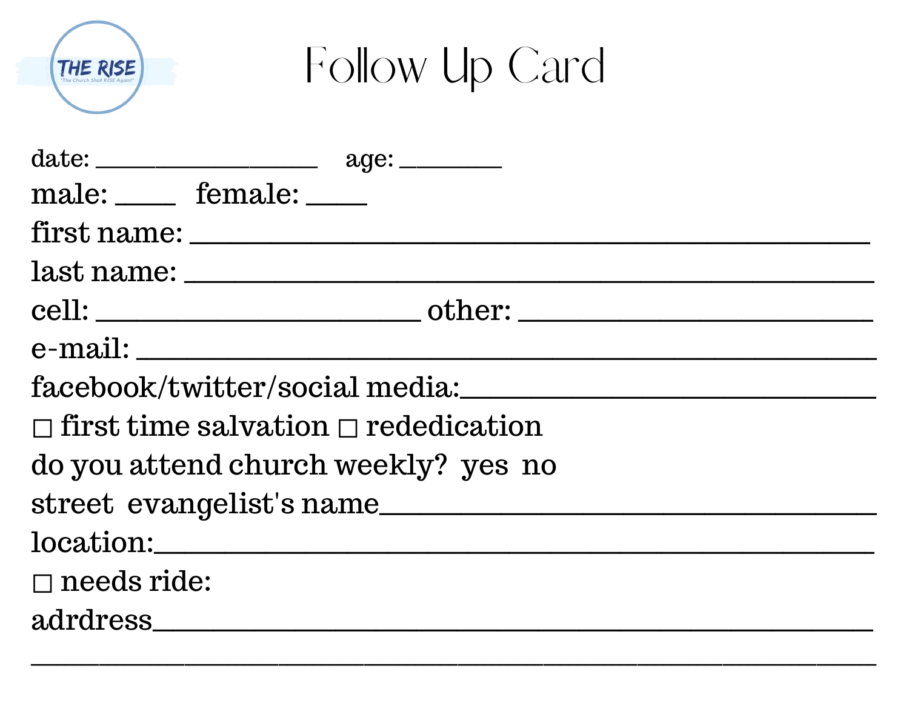THE RISE
"The Church Shall RISE Again!"

# Follow Up Card

date: ________________ age: _______

male: ____ female: ____

first name: ________________________________________

last name: ________________________________________

cell: ______________________ other: ________________________

e-mail: ________________________________________

facebook/twitter/social media:________________________________

☐ first time salvation ☐ rededication

do you attend church weekly? yes no

street evangelist's name________________________________

location:________________________________________

☐ needs ride:

adrdress________________________________________

________________________________________________